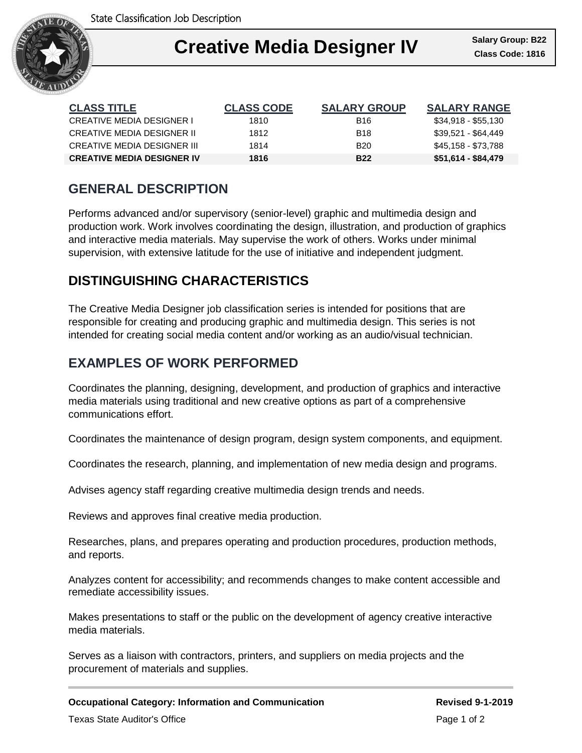State Classification Job Description

# Creative Media Designer IV

**Salary Group: B22**
**Class Code: 1816**

| CLASS TITLE | CLASS CODE | SALARY GROUP | SALARY RANGE |
|---|---|---|---|
| CREATIVE MEDIA DESIGNER I | 1810 | B16 | $34,918 - $55,130 |
| CREATIVE MEDIA DESIGNER II | 1812 | B18 | $39,521 - $64,449 |
| CREATIVE MEDIA DESIGNER III | 1814 | B20 | $45,158 - $73,788 |
| **CREATIVE MEDIA DESIGNER IV** | **1816** | **B22** | **$51,614 - $84,479** |

## GENERAL DESCRIPTION

Performs advanced and/or supervisory (senior-level) graphic and multimedia design and production work. Work involves coordinating the design, illustration, and production of graphics and interactive media materials. May supervise the work of others. Works under minimal supervision, with extensive latitude for the use of initiative and independent judgment.

## DISTINGUISHING CHARACTERISTICS

The Creative Media Designer job classification series is intended for positions that are responsible for creating and producing graphic and multimedia design. This series is not intended for creating social media content and/or working as an audio/visual technician.

## EXAMPLES OF WORK PERFORMED

Coordinates the planning, designing, development, and production of graphics and interactive media materials using traditional and new creative options as part of a comprehensive communications effort.

Coordinates the maintenance of design program, design system components, and equipment.

Coordinates the research, planning, and implementation of new media design and programs.

Advises agency staff regarding creative multimedia design trends and needs.

Reviews and approves final creative media production.

Researches, plans, and prepares operating and production procedures, production methods, and reports.

Analyzes content for accessibility; and recommends changes to make content accessible and remediate accessibility issues.

Makes presentations to staff or the public on the development of agency creative interactive media materials.

Serves as a liaison with contractors, printers, and suppliers on media projects and the procurement of materials and supplies.

**Occupational Category: Information and Communication** **Revised 9-1-2019**

Texas State Auditor's Office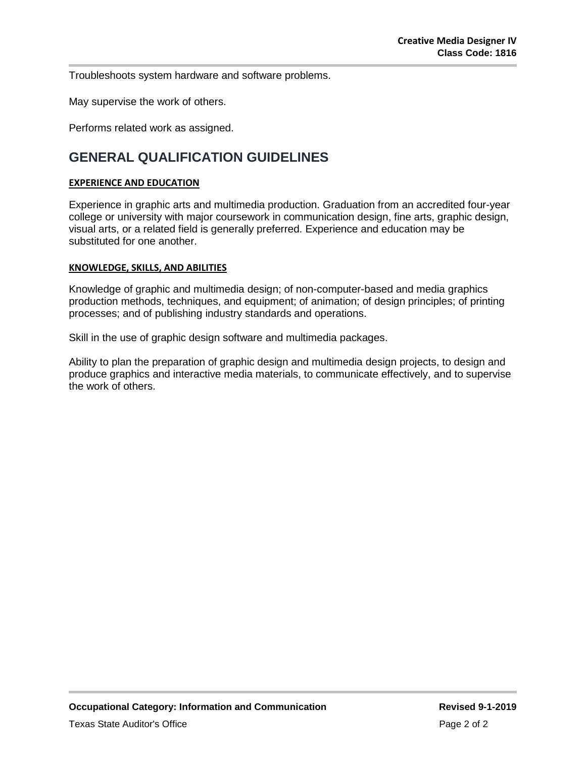Troubleshoots system hardware and software problems.

May supervise the work of others.

Performs related work as assigned.

## GENERAL QUALIFICATION GUIDELINES

### EXPERIENCE AND EDUCATION

Experience in graphic arts and multimedia production. Graduation from an accredited four-year college or university with major coursework in communication design, fine arts, graphic design, visual arts, or a related field is generally preferred. Experience and education may be substituted for one another.

### KNOWLEDGE, SKILLS, AND ABILITIES

Knowledge of graphic and multimedia design; of non-computer-based and media graphics production methods, techniques, and equipment; of animation; of design principles; of printing processes; and of publishing industry standards and operations.

Skill in the use of graphic design software and multimedia packages.

Ability to plan the preparation of graphic design and multimedia design projects, to design and produce graphics and interactive media materials, to communicate effectively, and to supervise the work of others.